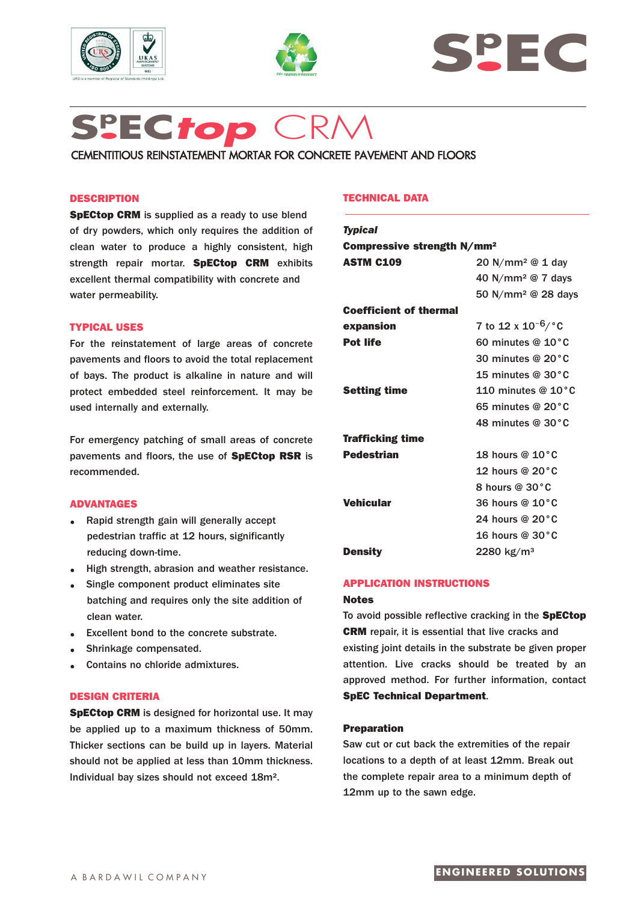# SpECtop CRM

CEMENTITIOUS REINSTATEMENT MORTAR FOR CONCRETE PAVEMENT AND FLOORS

## DESCRIPTION

**SpECtop CRM** is supplied as a ready to use blend of dry powders, which only requires the addition of clean water to produce a highly consistent, high strength repair mortar. **SpECtop CRM** exhibits excellent thermal compatibility with concrete and water permeability.

## TYPICAL USES

For the reinstatement of large areas of concrete pavements and floors to avoid the total replacement of bays. The product is alkaline in nature and will protect embedded steel reinforcement. It may be used internally and externally.

For emergency patching of small areas of concrete pavements and floors, the use of **SpECtop RSR** is recommended.

## ADVANTAGES

- Rapid strength gain will generally accept pedestrian traffic at 12 hours, significantly reducing down-time.
- High strength, abrasion and weather resistance.
- Single component product eliminates site batching and requires only the site addition of clean water.
- Excellent bond to the concrete substrate.
- Shrinkage compensated.
- Contains no chloride admixtures.

## DESIGN CRITERIA

**SpECtop CRM** is designed for horizontal use. It may be applied up to a maximum thickness of 50mm. Thicker sections can be build up in layers. Material should not be applied at less than 10mm thickness. Individual bay sizes should not exceed 18m².

## TECHNICAL DATA

***Typical***

| | |
|---|---|
| **Compressive strength N/mm²** | |
| **ASTM C109** | 20 N/mm² @ 1 day |
| | 40 N/mm² @ 7 days |
| | 50 N/mm² @ 28 days |
| **Coefficient of thermal expansion** | 7 to 12 x $10^{-6}$/°C |
| **Pot life** | 60 minutes @ 10°C |
| | 30 minutes @ 20°C |
| | 15 minutes @ 30°C |
| **Setting time** | 110 minutes @ 10°C |
| | 65 minutes @ 20°C |
| | 48 minutes @ 30°C |
| **Trafficking time** | |
| **Pedestrian** | 18 hours @ 10°C |
| | 12 hours @ 20°C |
| | 8 hours @ 30°C |
| **Vehicular** | 36 hours @ 10°C |
| | 24 hours @ 20°C |
| | 16 hours @ 30°C |
| **Density** | 2280 kg/m³ |

## APPLICATION INSTRUCTIONS

### Notes

To avoid possible reflective cracking in the **SpECtop CRM** repair, it is essential that live cracks and existing joint details in the substrate be given proper attention. Live cracks should be treated by an approved method. For further information, contact **SpEC Technical Department**.

### Preparation

Saw cut or cut back the extremities of the repair locations to a depth of at least 12mm. Break out the complete repair area to a minimum depth of 12mm up to the sawn edge.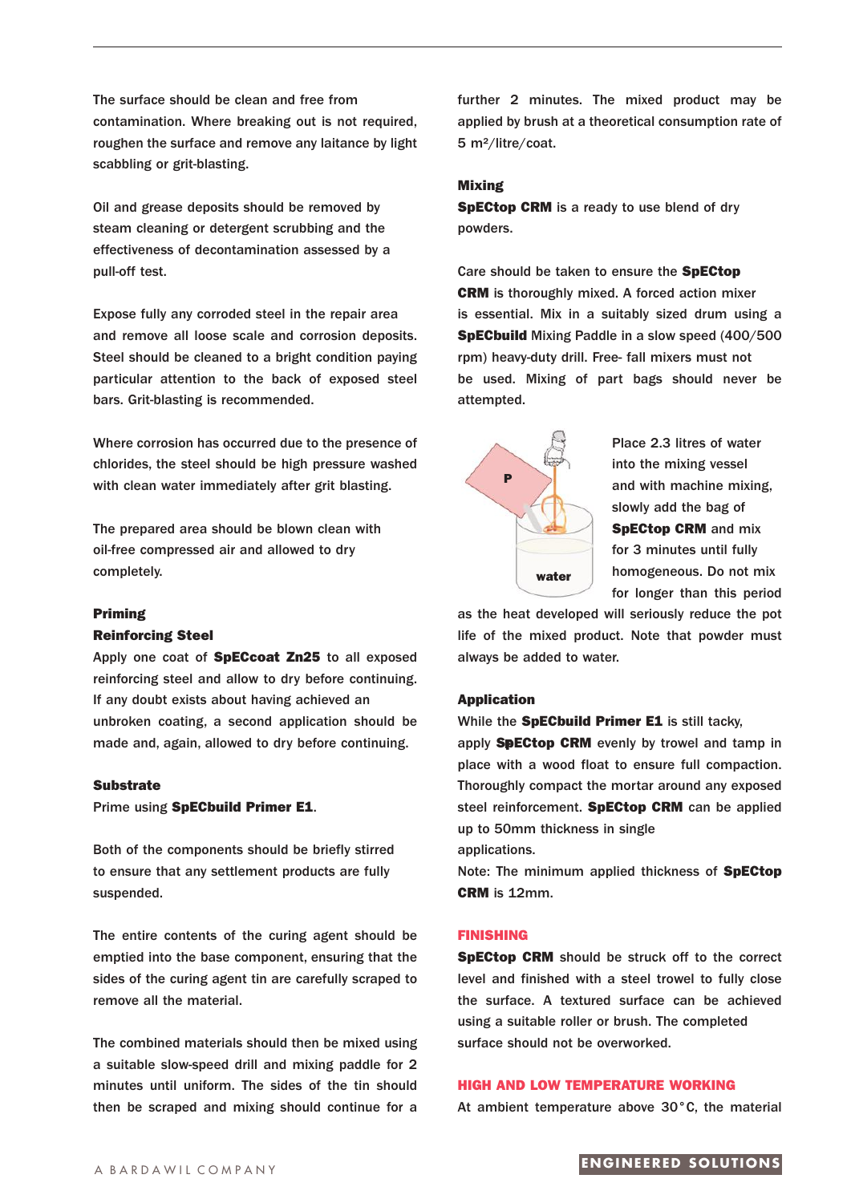The surface should be clean and free from contamination. Where breaking out is not required, roughen the surface and remove any laitance by light scabbling or grit-blasting.

Oil and grease deposits should be removed by steam cleaning or detergent scrubbing and the effectiveness of decontamination assessed by a pull-off test.

Expose fully any corroded steel in the repair area and remove all loose scale and corrosion deposits. Steel should be cleaned to a bright condition paying particular attention to the back of exposed steel bars. Grit-blasting is recommended.

Where corrosion has occurred due to the presence of chlorides, the steel should be high pressure washed with clean water immediately after grit blasting.

The prepared area should be blown clean with oil-free compressed air and allowed to dry completely.

**Priming**

**Reinforcing Steel**

Apply one coat of **SpECcoat Zn25** to all exposed reinforcing steel and allow to dry before continuing. If any doubt exists about having achieved an unbroken coating, a second application should be made and, again, allowed to dry before continuing.

**Substrate**

Prime using **SpECbuild Primer E1**.

Both of the components should be briefly stirred to ensure that any settlement products are fully suspended.

The entire contents of the curing agent should be emptied into the base component, ensuring that the sides of the curing agent tin are carefully scraped to remove all the material.

The combined materials should then be mixed using a suitable slow-speed drill and mixing paddle for 2 minutes until uniform. The sides of the tin should then be scraped and mixing should continue for a further 2 minutes. The mixed product may be applied by brush at a theoretical consumption rate of 5 m²/litre/coat.

**Mixing**

**SpECtop CRM** is a ready to use blend of dry powders.

Care should be taken to ensure the **SpECtop CRM** is thoroughly mixed. A forced action mixer is essential. Mix in a suitably sized drum using a **SpECbuild** Mixing Paddle in a slow speed (400/500 rpm) heavy-duty drill. Free- fall mixers must not be used. Mixing of part bags should never be attempted.

Place 2.3 litres of water into the mixing vessel and with machine mixing, slowly add the bag of **SpECtop CRM** and mix for 3 minutes until fully homogeneous. Do not mix for longer than this period as the heat developed will seriously reduce the pot life of the mixed product. Note that powder must always be added to water.

**Application**

While the **SpECbuild Primer E1** is still tacky, apply **SpECtop CRM** evenly by trowel and tamp in place with a wood float to ensure full compaction. Thoroughly compact the mortar around any exposed steel reinforcement. **SpECtop CRM** can be applied up to 50mm thickness in single applications.

Note: The minimum applied thickness of **SpECtop CRM** is 12mm.

## FINISHING

**SpECtop CRM** should be struck off to the correct level and finished with a steel trowel to fully close the surface. A textured surface can be achieved using a suitable roller or brush. The completed surface should not be overworked.

## HIGH AND LOW TEMPERATURE WORKING

At ambient temperature above 30°C, the material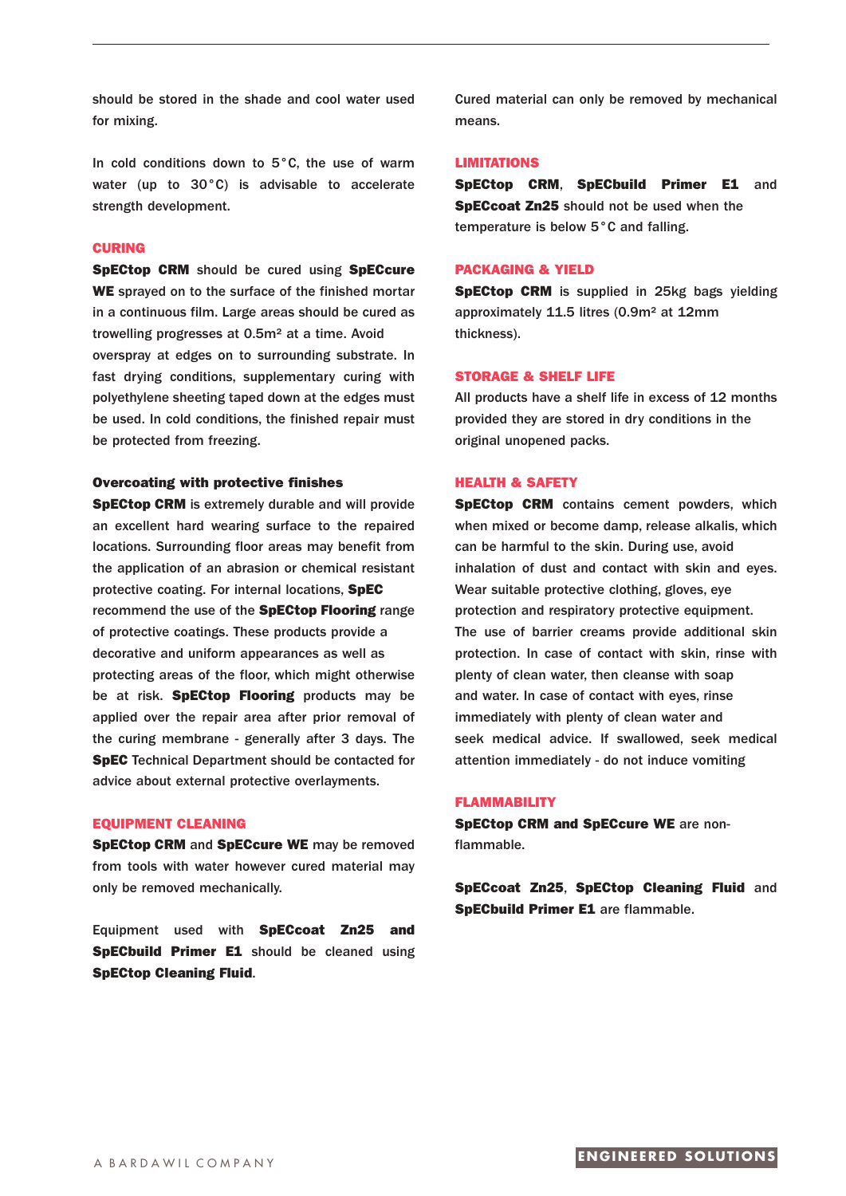should be stored in the shade and cool water used for mixing.

In cold conditions down to 5°C, the use of warm water (up to 30°C) is advisable to accelerate strength development.

## CURING

**SpECtop CRM** should be cured using **SpECcure WE** sprayed on to the surface of the finished mortar in a continuous film. Large areas should be cured as trowelling progresses at 0.5m² at a time. Avoid overspray at edges on to surrounding substrate. In fast drying conditions, supplementary curing with polyethylene sheeting taped down at the edges must be used. In cold conditions, the finished repair must be protected from freezing.

### Overcoating with protective finishes

**SpECtop CRM** is extremely durable and will provide an excellent hard wearing surface to the repaired locations. Surrounding floor areas may benefit from the application of an abrasion or chemical resistant protective coating. For internal locations, **SpEC** recommend the use of the **SpECtop Flooring** range of protective coatings. These products provide a decorative and uniform appearances as well as protecting areas of the floor, which might otherwise be at risk. **SpECtop Flooring** products may be applied over the repair area after prior removal of the curing membrane - generally after 3 days. The **SpEC** Technical Department should be contacted for advice about external protective overlayments.

## EQUIPMENT CLEANING

**SpECtop CRM** and **SpECcure WE** may be removed from tools with water however cured material may only be removed mechanically.

Equipment used with **SpECcoat Zn25 and SpECbuild Primer E1** should be cleaned using **SpECtop Cleaning Fluid**.

Cured material can only be removed by mechanical means.

## LIMITATIONS

**SpECtop CRM**, **SpECbuild Primer E1** and **SpECcoat Zn25** should not be used when the temperature is below 5°C and falling.

## PACKAGING & YIELD

**SpECtop CRM** is supplied in 25kg bags yielding approximately 11.5 litres (0.9m² at 12mm thickness).

## STORAGE & SHELF LIFE

All products have a shelf life in excess of 12 months provided they are stored in dry conditions in the original unopened packs.

## HEALTH & SAFETY

**SpECtop CRM** contains cement powders, which when mixed or become damp, release alkalis, which can be harmful to the skin. During use, avoid inhalation of dust and contact with skin and eyes. Wear suitable protective clothing, gloves, eye protection and respiratory protective equipment. The use of barrier creams provide additional skin protection. In case of contact with skin, rinse with plenty of clean water, then cleanse with soap and water. In case of contact with eyes, rinse immediately with plenty of clean water and seek medical advice. If swallowed, seek medical attention immediately - do not induce vomiting

## FLAMMABILITY

**SpECtop CRM and SpECcure WE** are non-flammable.

**SpECcoat Zn25**, **SpECtop Cleaning Fluid** and **SpECbuild Primer E1** are flammable.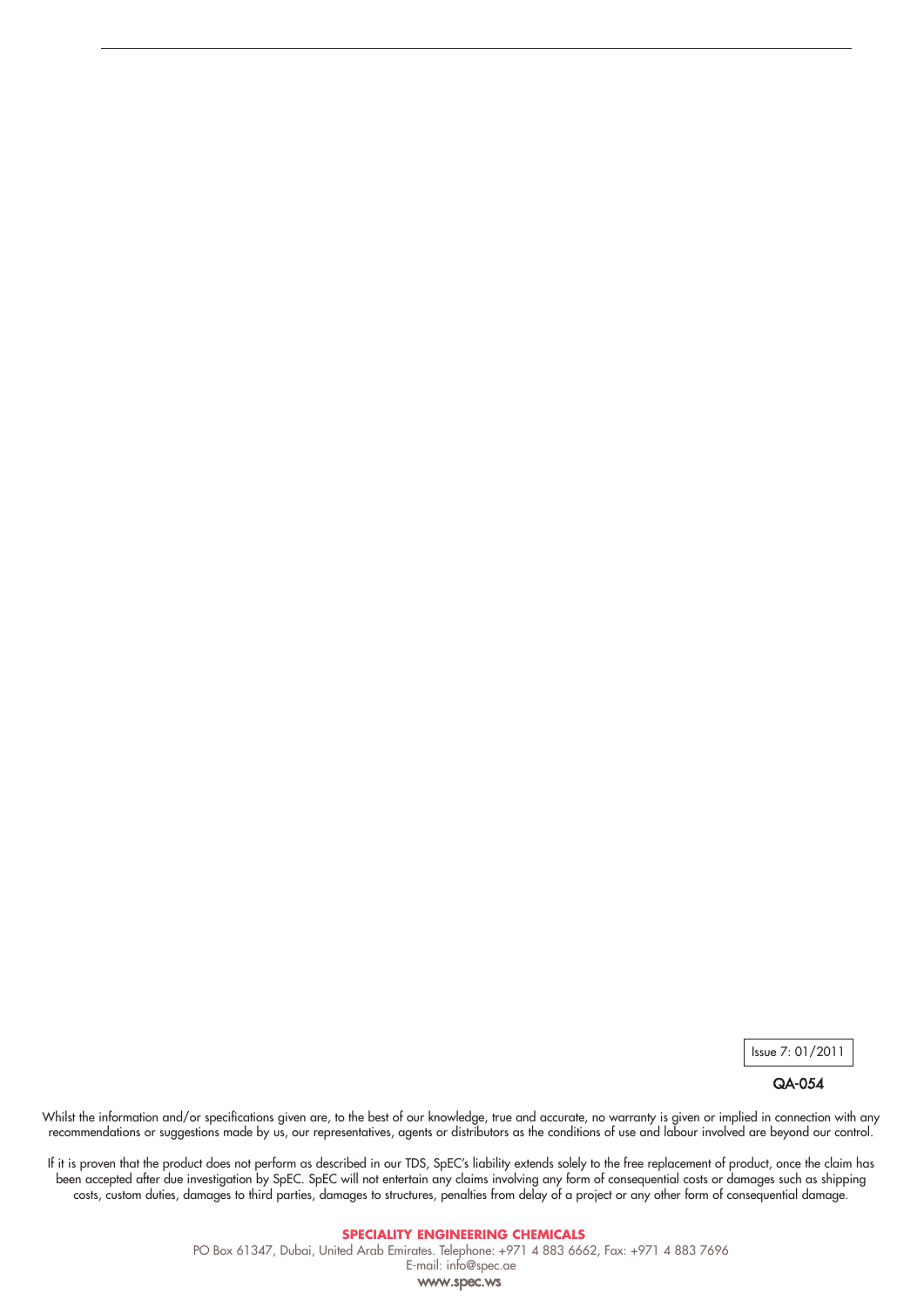Issue 7: 01/2011

**QA-054**

Whilst the information and/or specifications given are, to the best of our knowledge, true and accurate, no warranty is given or implied in connection with any recommendations or suggestions made by us, our representatives, agents or distributors as the conditions of use and labour involved are beyond our control.

If it is proven that the product does not perform as described in our TDS, SpEC's liability extends solely to the free replacement of product, once the claim has been accepted after due investigation by SpEC. SpEC will not entertain any claims involving any form of consequential costs or damages such as shipping costs, custom duties, damages to third parties, damages to structures, penalties from delay of a project or any other form of consequential damage.

**SPECIALITY ENGINEERING CHEMICALS**
PO Box 61347, Dubai, United Arab Emirates. Telephone: +971 4 883 6662, Fax: +971 4 883 7696
E-mail: info@spec.ae
**www.spec.ws**